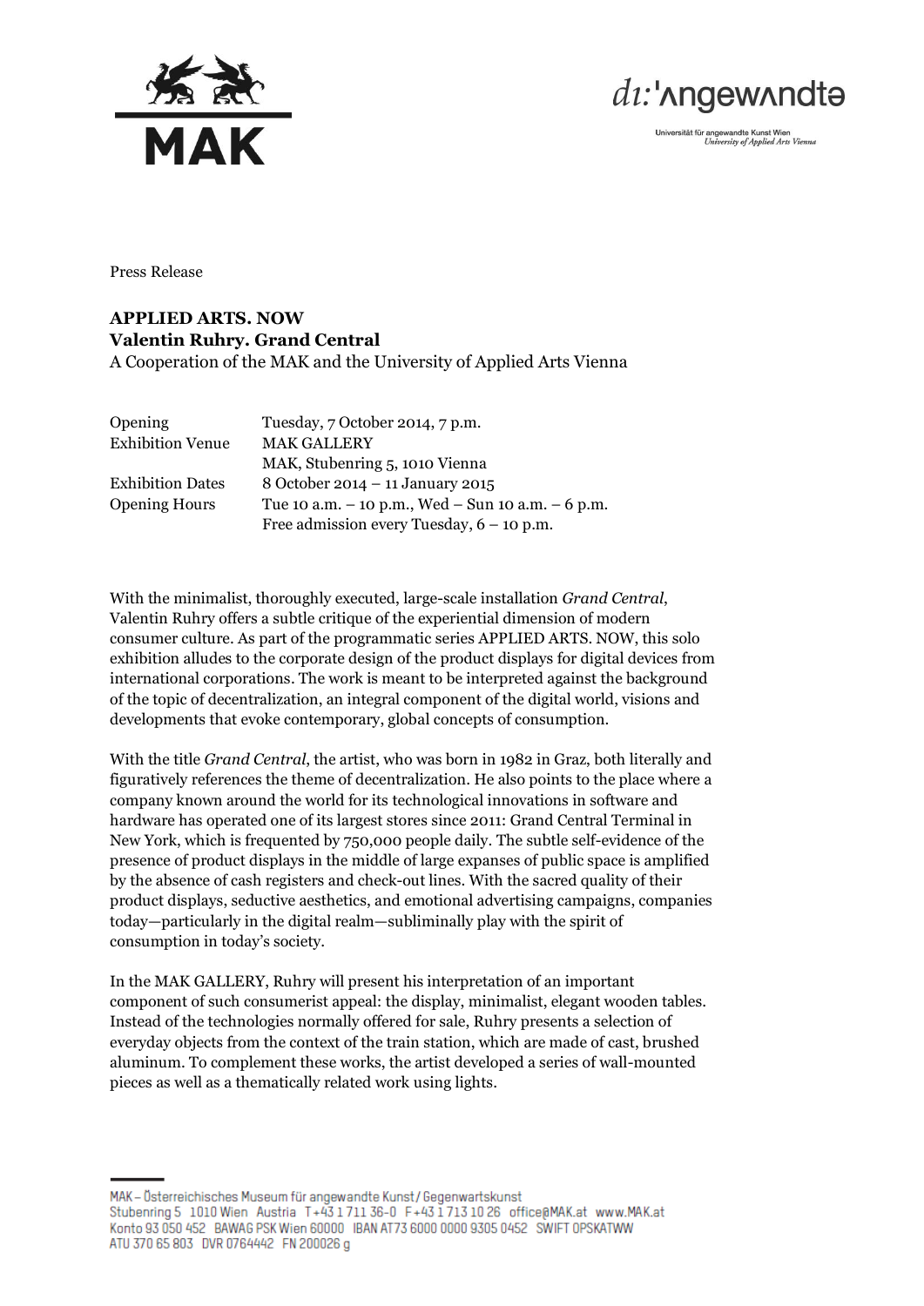Press Release

**APPLIED ARTS. NOW**
**Valentin Ruhry. Grand Central**
A Cooperation of the MAK and the University of Applied Arts Vienna

| | |
|---|---|
| Opening | Tuesday, 7 October 2014, 7 p.m. |
| Exhibition Venue | MAK GALLERY<br>MAK, Stubenring 5, 1010 Vienna |
| Exhibition Dates | 8 October 2014 – 11 January 2015 |
| Opening Hours | Tue 10 a.m. – 10 p.m., Wed – Sun 10 a.m. – 6 p.m.<br>Free admission every Tuesday, 6 – 10 p.m. |

With the minimalist, thoroughly executed, large-scale installation *Grand Central*, Valentin Ruhry offers a subtle critique of the experiential dimension of modern consumer culture. As part of the programmatic series APPLIED ARTS. NOW, this solo exhibition alludes to the corporate design of the product displays for digital devices from international corporations. The work is meant to be interpreted against the background of the topic of decentralization, an integral component of the digital world, visions and developments that evoke contemporary, global concepts of consumption.

With the title *Grand Central*, the artist, who was born in 1982 in Graz, both literally and figuratively references the theme of decentralization. He also points to the place where a company known around the world for its technological innovations in software and hardware has operated one of its largest stores since 2011: Grand Central Terminal in New York, which is frequented by 750,000 people daily. The subtle self-evidence of the presence of product displays in the middle of large expanses of public space is amplified by the absence of cash registers and check-out lines. With the sacred quality of their product displays, seductive aesthetics, and emotional advertising campaigns, companies today—particularly in the digital realm—subliminally play with the spirit of consumption in today's society.

In the MAK GALLERY, Ruhry will present his interpretation of an important component of such consumerist appeal: the display, minimalist, elegant wooden tables. Instead of the technologies normally offered for sale, Ruhry presents a selection of everyday objects from the context of the train station, which are made of cast, brushed aluminum. To complement these works, the artist developed a series of wall-mounted pieces as well as a thematically related work using lights.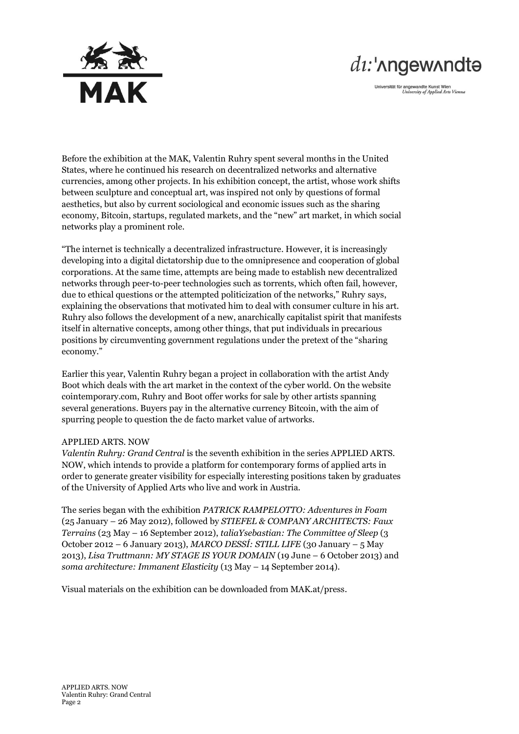Before the exhibition at the MAK, Valentin Ruhry spent several months in the United States, where he continued his research on decentralized networks and alternative currencies, among other projects. In his exhibition concept, the artist, whose work shifts between sculpture and conceptual art, was inspired not only by questions of formal aesthetics, but also by current sociological and economic issues such as the sharing economy, Bitcoin, startups, regulated markets, and the "new" art market, in which social networks play a prominent role.

"The internet is technically a decentralized infrastructure. However, it is increasingly developing into a digital dictatorship due to the omnipresence and cooperation of global corporations. At the same time, attempts are being made to establish new decentralized networks through peer-to-peer technologies such as torrents, which often fail, however, due to ethical questions or the attempted politicization of the networks," Ruhry says, explaining the observations that motivated him to deal with consumer culture in his art. Ruhry also follows the development of a new, anarchically capitalist spirit that manifests itself in alternative concepts, among other things, that put individuals in precarious positions by circumventing government regulations under the pretext of the "sharing economy."

Earlier this year, Valentin Ruhry began a project in collaboration with the artist Andy Boot which deals with the art market in the context of the cyber world. On the website cointemporary.com, Ruhry and Boot offer works for sale by other artists spanning several generations. Buyers pay in the alternative currency Bitcoin, with the aim of spurring people to question the de facto market value of artworks.

APPLIED ARTS. NOW

*Valentin Ruhry: Grand Central* is the seventh exhibition in the series APPLIED ARTS. NOW, which intends to provide a platform for contemporary forms of applied arts in order to generate greater visibility for especially interesting positions taken by graduates of the University of Applied Arts who live and work in Austria.

The series began with the exhibition *PATRICK RAMPELOTTO: Adventures in Foam* (25 January – 26 May 2012), followed by *STIEFEL & COMPANY ARCHITECTS: Faux Terrains* (23 May – 16 September 2012), *taliaYsebastian: The Committee of Sleep* (3 October 2012 – 6 January 2013), *MARCO DESSÍ: STILL LIFE* (30 January – 5 May 2013), *Lisa Truttmann: MY STAGE IS YOUR DOMAIN* (19 June – 6 October 2013) and *soma architecture: Immanent Elasticity* (13 May – 14 September 2014).

Visual materials on the exhibition can be downloaded from MAK.at/press.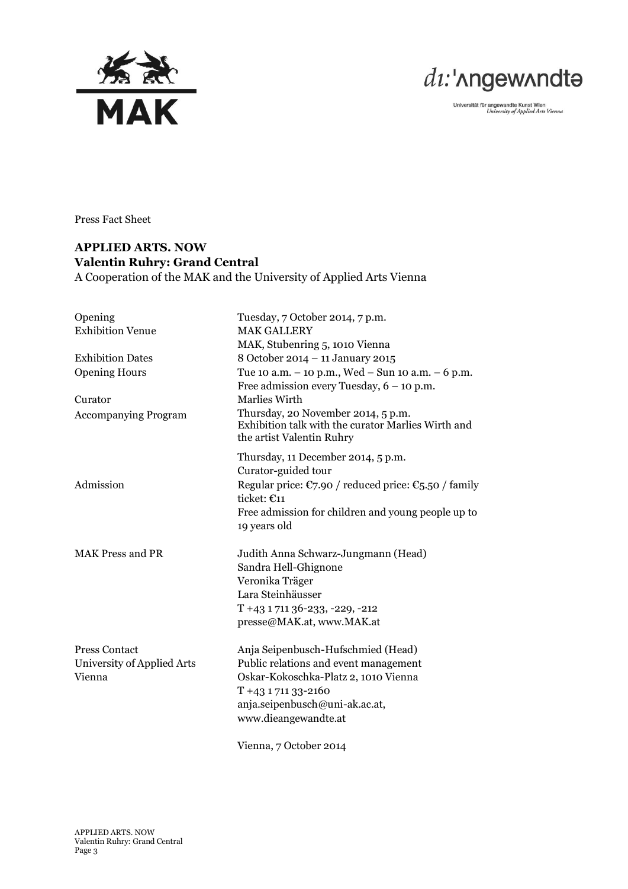Press Fact Sheet

**APPLIED ARTS. NOW**
**Valentin Ruhry: Grand Central**
A Cooperation of the MAK and the University of Applied Arts Vienna

| | |
|---|---|
| Opening | Tuesday, 7 October 2014, 7 p.m. |
| Exhibition Venue | MAK GALLERY<br>MAK, Stubenring 5, 1010 Vienna |
| Exhibition Dates | 8 October 2014 – 11 January 2015 |
| Opening Hours | Tue 10 a.m. – 10 p.m., Wed – Sun 10 a.m. – 6 p.m.<br>Free admission every Tuesday, 6 – 10 p.m. |
| Curator | Marlies Wirth |
| Accompanying Program | Thursday, 20 November 2014, 5 p.m.<br>Exhibition talk with the curator Marlies Wirth and the artist Valentin Ruhry<br><br>Thursday, 11 December 2014, 5 p.m.<br>Curator-guided tour |
| Admission | Regular price: €7.90 / reduced price: €5.50 / family ticket: €11<br>Free admission for children and young people up to 19 years old |
| MAK Press and PR | Judith Anna Schwarz-Jungmann (Head)<br>Sandra Hell-Ghignone<br>Veronika Träger<br>Lara Steinhäusser<br>T +43 1 711 36-233, -229, -212<br>presse@MAK.at, www.MAK.at |
| Press Contact<br>University of Applied Arts Vienna | Anja Seipenbusch-Hufschmied (Head)<br>Public relations and event management<br>Oskar-Kokoschka-Platz 2, 1010 Vienna<br>T +43 1 711 33-2160<br>anja.seipenbusch@uni-ak.ac.at,<br>www.dieangewandte.at |

Vienna, 7 October 2014